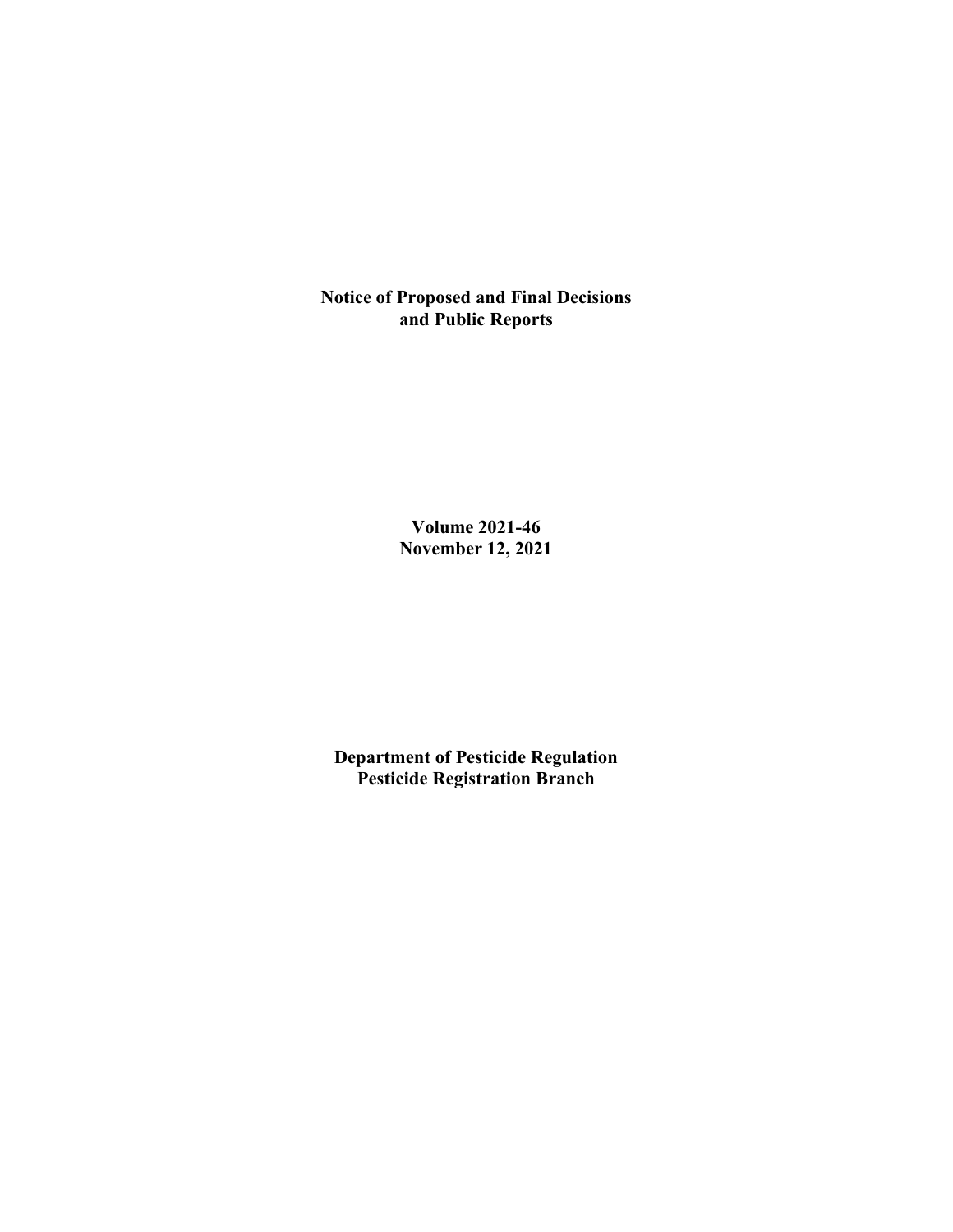# Notice of Proposed and Final Decisions and Public Reports

**Volume 2021-46**
**November 12, 2021**

**Department of Pesticide Regulation**
**Pesticide Registration Branch**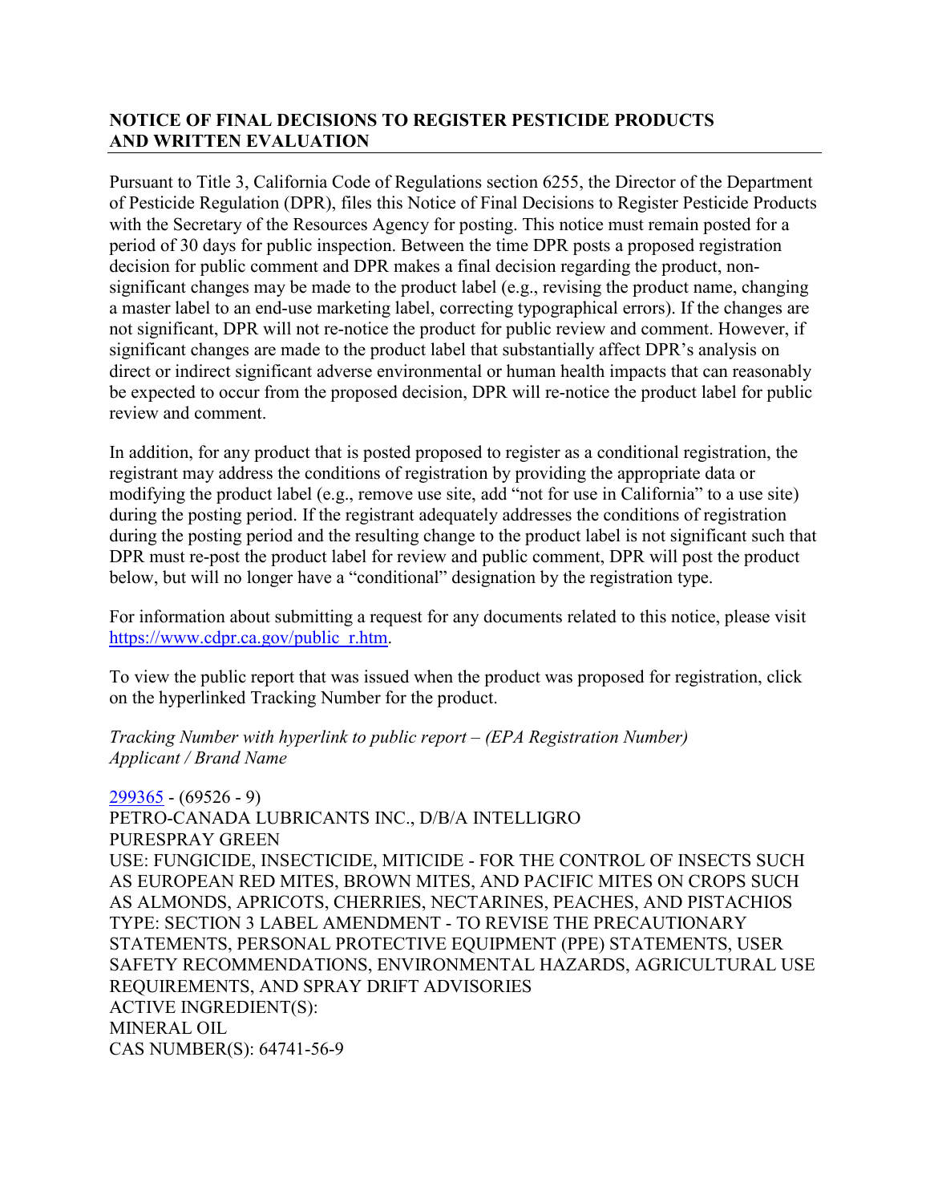## NOTICE OF FINAL DECISIONS TO REGISTER PESTICIDE PRODUCTS AND WRITTEN EVALUATION

Pursuant to Title 3, California Code of Regulations section 6255, the Director of the Department of Pesticide Regulation (DPR), files this Notice of Final Decisions to Register Pesticide Products with the Secretary of the Resources Agency for posting. This notice must remain posted for a period of 30 days for public inspection. Between the time DPR posts a proposed registration decision for public comment and DPR makes a final decision regarding the product, non-significant changes may be made to the product label (e.g., revising the product name, changing a master label to an end-use marketing label, correcting typographical errors). If the changes are not significant, DPR will not re-notice the product for public review and comment. However, if significant changes are made to the product label that substantially affect DPR's analysis on direct or indirect significant adverse environmental or human health impacts that can reasonably be expected to occur from the proposed decision, DPR will re-notice the product label for public review and comment.

In addition, for any product that is posted proposed to register as a conditional registration, the registrant may address the conditions of registration by providing the appropriate data or modifying the product label (e.g., remove use site, add "not for use in California" to a use site) during the posting period. If the registrant adequately addresses the conditions of registration during the posting period and the resulting change to the product label is not significant such that DPR must re-post the product label for review and public comment, DPR will post the product below, but will no longer have a "conditional" designation by the registration type.

For information about submitting a request for any documents related to this notice, please visit https://www.cdpr.ca.gov/public_r.htm.

To view the public report that was issued when the product was proposed for registration, click on the hyperlinked Tracking Number for the product.

*Tracking Number with hyperlink to public report – (EPA Registration Number)*
*Applicant / Brand Name*

299365 - (69526 - 9)
PETRO-CANADA LUBRICANTS INC., D/B/A INTELLIGRO
PURESPRAY GREEN
USE: FUNGICIDE, INSECTICIDE, MITICIDE - FOR THE CONTROL OF INSECTS SUCH AS EUROPEAN RED MITES, BROWN MITES, AND PACIFIC MITES ON CROPS SUCH AS ALMONDS, APRICOTS, CHERRIES, NECTARINES, PEACHES, AND PISTACHIOS
TYPE: SECTION 3 LABEL AMENDMENT - TO REVISE THE PRECAUTIONARY STATEMENTS, PERSONAL PROTECTIVE EQUIPMENT (PPE) STATEMENTS, USER SAFETY RECOMMENDATIONS, ENVIRONMENTAL HAZARDS, AGRICULTURAL USE REQUIREMENTS, AND SPRAY DRIFT ADVISORIES
ACTIVE INGREDIENT(S):
MINERAL OIL
CAS NUMBER(S): 64741-56-9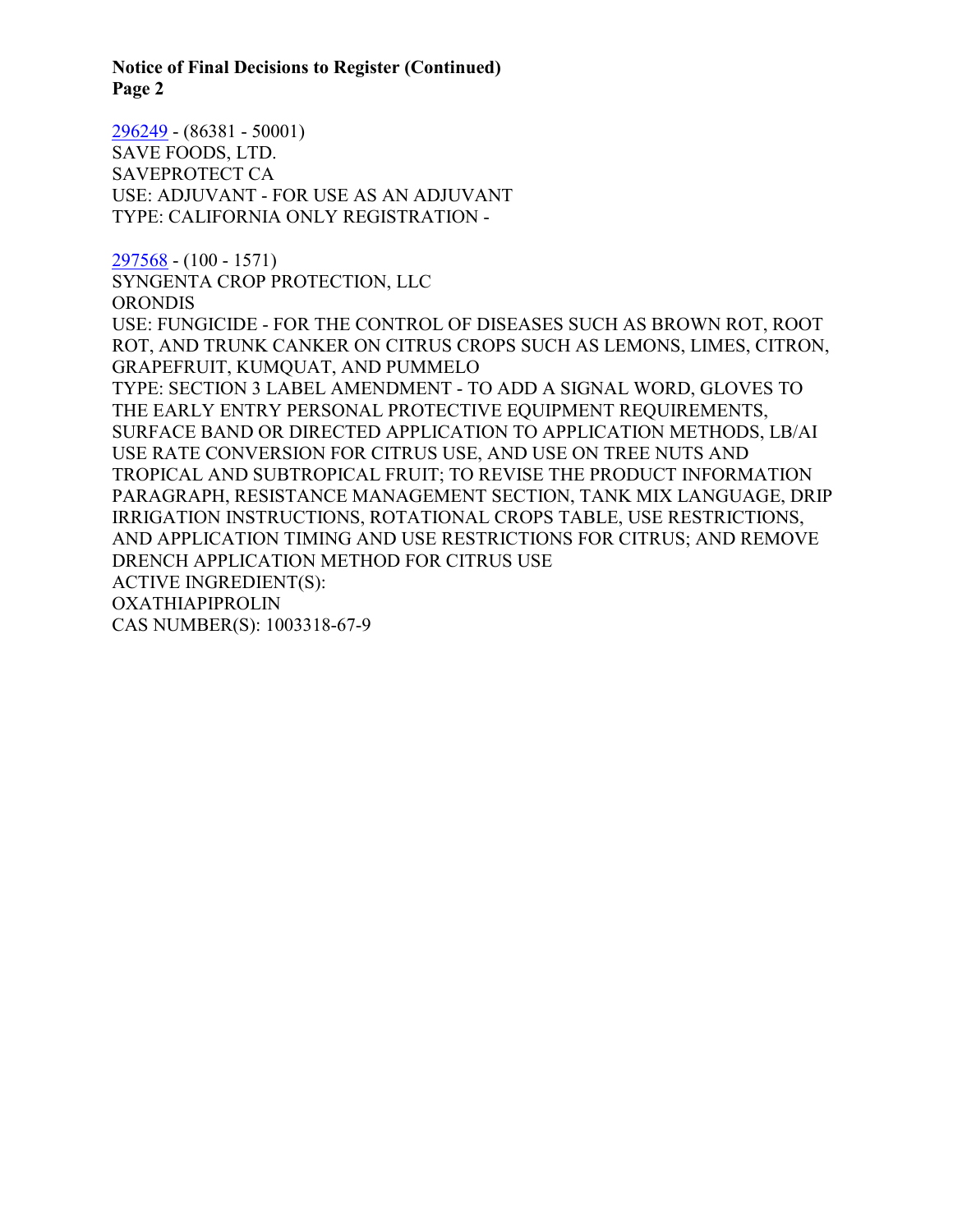**Notice of Final Decisions to Register (Continued)**
**Page 2**

296249 - (86381 - 50001)
SAVE FOODS, LTD.
SAVEPROTECT CA
USE: ADJUVANT - FOR USE AS AN ADJUVANT
TYPE: CALIFORNIA ONLY REGISTRATION -

297568 - (100 - 1571)
SYNGENTA CROP PROTECTION, LLC
ORONDIS
USE: FUNGICIDE - FOR THE CONTROL OF DISEASES SUCH AS BROWN ROT, ROOT ROT, AND TRUNK CANKER ON CITRUS CROPS SUCH AS LEMONS, LIMES, CITRON, GRAPEFRUIT, KUMQUAT, AND PUMMELO
TYPE: SECTION 3 LABEL AMENDMENT - TO ADD A SIGNAL WORD, GLOVES TO THE EARLY ENTRY PERSONAL PROTECTIVE EQUIPMENT REQUIREMENTS, SURFACE BAND OR DIRECTED APPLICATION TO APPLICATION METHODS, LB/AI USE RATE CONVERSION FOR CITRUS USE, AND USE ON TREE NUTS AND TROPICAL AND SUBTROPICAL FRUIT; TO REVISE THE PRODUCT INFORMATION PARAGRAPH, RESISTANCE MANAGEMENT SECTION, TANK MIX LANGUAGE, DRIP IRRIGATION INSTRUCTIONS, ROTATIONAL CROPS TABLE, USE RESTRICTIONS, AND APPLICATION TIMING AND USE RESTRICTIONS FOR CITRUS; AND REMOVE DRENCH APPLICATION METHOD FOR CITRUS USE
ACTIVE INGREDIENT(S):
OXATHIAPIPROLIN
CAS NUMBER(S): 1003318-67-9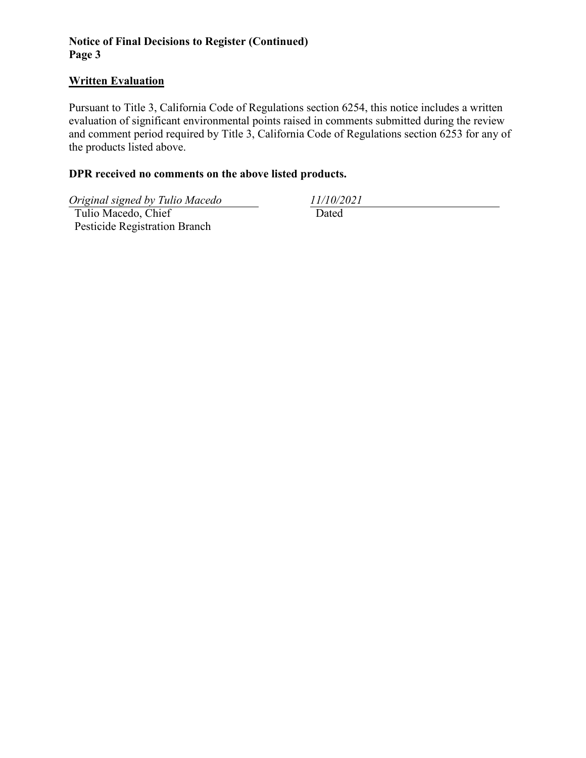**Notice of Final Decisions to Register (Continued)**
**Page 3**

## Written Evaluation

Pursuant to Title 3, California Code of Regulations section 6254, this notice includes a written evaluation of significant environmental points raised in comments submitted during the review and comment period required by Title 3, California Code of Regulations section 6253 for any of the products listed above.

**DPR received no comments on the above listed products.**

*Original signed by Tulio Macedo*
Tulio Macedo, Chief
Pesticide Registration Branch

*11/10/2021*
Dated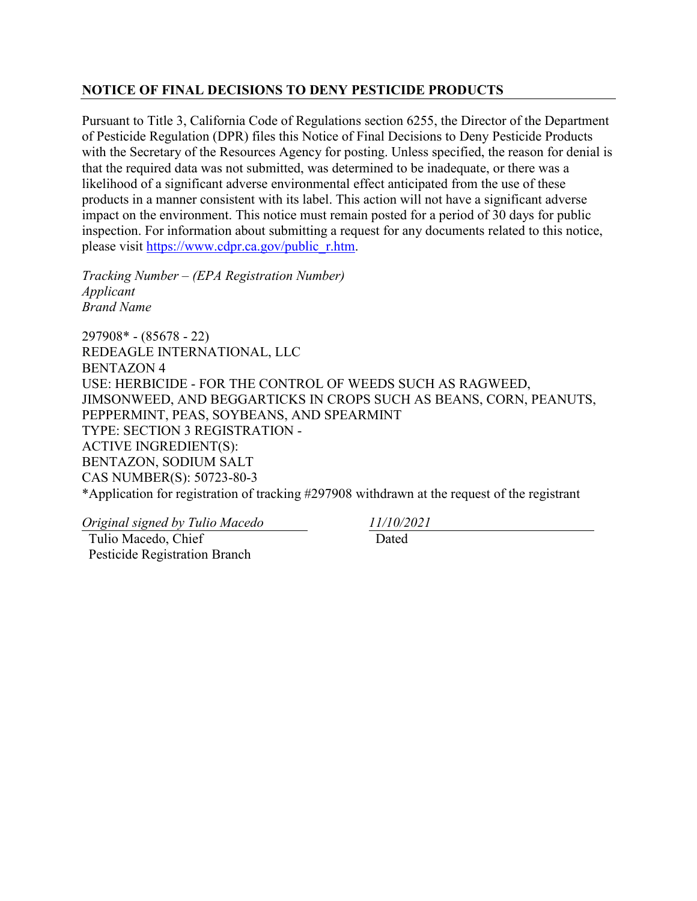## NOTICE OF FINAL DECISIONS TO DENY PESTICIDE PRODUCTS

Pursuant to Title 3, California Code of Regulations section 6255, the Director of the Department of Pesticide Regulation (DPR) files this Notice of Final Decisions to Deny Pesticide Products with the Secretary of the Resources Agency for posting. Unless specified, the reason for denial is that the required data was not submitted, was determined to be inadequate, or there was a likelihood of a significant adverse environmental effect anticipated from the use of these products in a manner consistent with its label. This action will not have a significant adverse impact on the environment. This notice must remain posted for a period of 30 days for public inspection. For information about submitting a request for any documents related to this notice, please visit https://www.cdpr.ca.gov/public_r.htm.

*Tracking Number – (EPA Registration Number)*
*Applicant*
*Brand Name*

297908* - (85678 - 22)
REDEAGLE INTERNATIONAL, LLC
BENTAZON 4
USE: HERBICIDE - FOR THE CONTROL OF WEEDS SUCH AS RAGWEED, JIMSONWEED, AND BEGGARTICKS IN CROPS SUCH AS BEANS, CORN, PEANUTS, PEPPERMINT, PEAS, SOYBEANS, AND SPEARMINT
TYPE: SECTION 3 REGISTRATION -
ACTIVE INGREDIENT(S):
BENTAZON, SODIUM SALT
CAS NUMBER(S): 50723-80-3
*Application for registration of tracking #297908 withdrawn at the request of the registrant

*Original signed by Tulio Macedo*
Tulio Macedo, Chief
Pesticide Registration Branch

*11/10/2021*
Dated